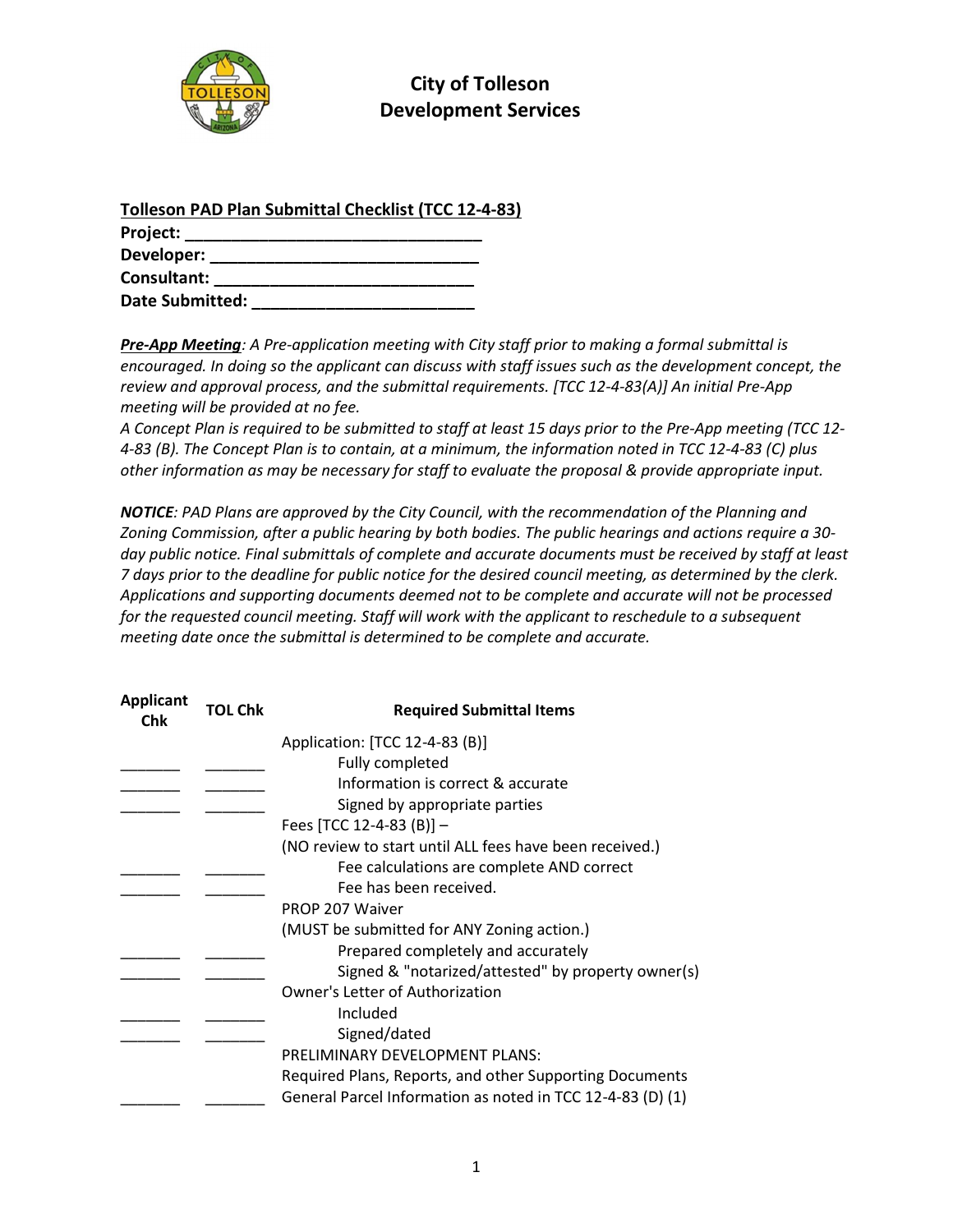# City of Tolleson
## Development Services

**Tolleson PAD Plan Submittal Checklist (TCC 12-4-83)**

**Project:** ______________________________

**Developer:** ____________________________

**Consultant:** ___________________________

**Date Submitted:** _______________________

***Pre-App Meeting**: A Pre-application meeting with City staff prior to making a formal submittal is encouraged. In doing so the applicant can discuss with staff issues such as the development concept, the review and approval process, and the submittal requirements. [TCC 12-4-83(A)] An initial Pre-App meeting will be provided at no fee.*

*A Concept Plan is required to be submitted to staff at least 15 days prior to the Pre-App meeting (TCC 12-4-83 (B). The Concept Plan is to contain, at a minimum, the information noted in TCC 12-4-83 (C) plus other information as may be necessary for staff to evaluate the proposal & provide appropriate input.*

***NOTICE**: PAD Plans are approved by the City Council, with the recommendation of the Planning and Zoning Commission, after a public hearing by both bodies. The public hearings and actions require a 30-day public notice. Final submittals of complete and accurate documents must be received by staff at least 7 days prior to the deadline for public notice for the desired council meeting, as determined by the clerk. Applications and supporting documents deemed not to be complete and accurate will not be processed for the requested council meeting. Staff will work with the applicant to reschedule to a subsequent meeting date once the submittal is determined to be complete and accurate.*

| Applicant Chk | TOL Chk | Required Submittal Items |
|---|---|---|
| | | Application: [TCC 12-4-83 (B)] |
| _______ | _______ | Fully completed |
| _______ | _______ | Information is correct & accurate |
| _______ | _______ | Signed by appropriate parties |
| | | Fees [TCC 12-4-83 (B)] – |
| | | (NO review to start until ALL fees have been received.) |
| _______ | _______ | Fee calculations are complete AND correct |
| _______ | _______ | Fee has been received. |
| | | PROP 207 Waiver |
| | | (MUST be submitted for ANY Zoning action.) |
| _______ | _______ | Prepared completely and accurately |
| _______ | _______ | Signed & "notarized/attested" by property owner(s) |
| | | Owner's Letter of Authorization |
| _______ | _______ | Included |
| _______ | _______ | Signed/dated |
| | | PRELIMINARY DEVELOPMENT PLANS: |
| | | Required Plans, Reports, and other Supporting Documents |
| _______ | _______ | General Parcel Information as noted in TCC 12-4-83 (D) (1) |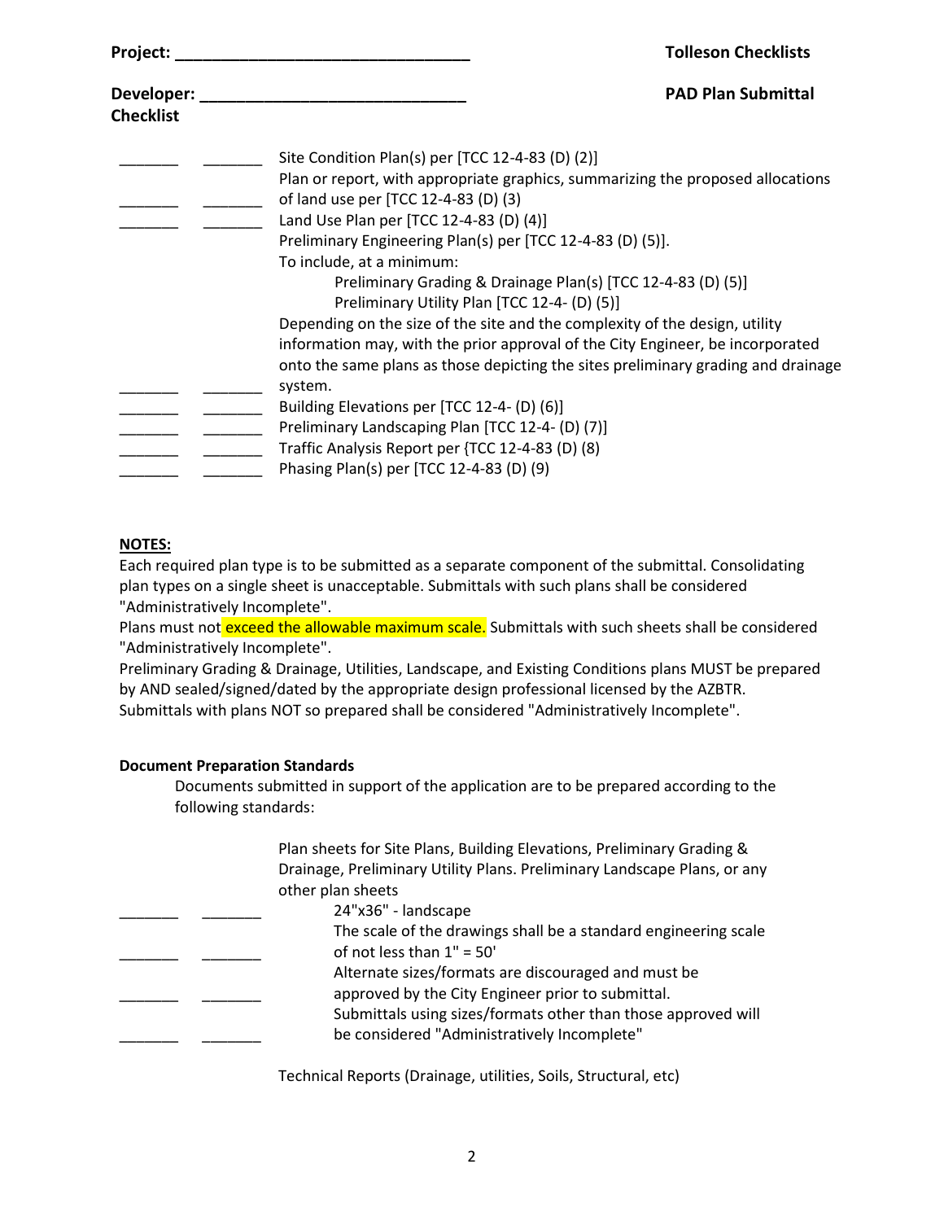**Project: ________________________________** **Tolleson Checklists**

**Developer: ____________________________** **PAD Plan Submittal Checklist**

| | | |
|---|---|---|
| _______ | _______ | Site Condition Plan(s) per [TCC 12-4-83 (D) (2)] |
| _______ | _______ | Plan or report, with appropriate graphics, summarizing the proposed allocations of land use per [TCC 12-4-83 (D) (3) |
| _______ | _______ | Land Use Plan per [TCC 12-4-83 (D) (4)] |
| _______ | _______ | Preliminary Engineering Plan(s) per [TCC 12-4-83 (D) (5)].<br>To include, at a minimum:<br>Preliminary Grading & Drainage Plan(s) [TCC 12-4-83 (D) (5)]<br>Preliminary Utility Plan [TCC 12-4- (D) (5)]<br>Depending on the size of the site and the complexity of the design, utility information may, with the prior approval of the City Engineer, be incorporated onto the same plans as those depicting the sites preliminary grading and drainage system. |
| _______ | _______ | Building Elevations per [TCC 12-4- (D) (6)] |
| _______ | _______ | Preliminary Landscaping Plan [TCC 12-4- (D) (7)] |
| _______ | _______ | Traffic Analysis Report per {TCC 12-4-83 (D) (8) |
| _______ | _______ | Phasing Plan(s) per [TCC 12-4-83 (D) (9) |

**NOTES:**

Each required plan type is to be submitted as a separate component of the submittal. Consolidating plan types on a single sheet is unacceptable. Submittals with such plans shall be considered "Administratively Incomplete".

Plans must not exceed the allowable maximum scale. Submittals with such sheets shall be considered "Administratively Incomplete".

Preliminary Grading & Drainage, Utilities, Landscape, and Existing Conditions plans MUST be prepared by AND sealed/signed/dated by the appropriate design professional licensed by the AZBTR. Submittals with plans NOT so prepared shall be considered "Administratively Incomplete".

**Document Preparation Standards**

Documents submitted in support of the application are to be prepared according to the following standards:

Plan sheets for Site Plans, Building Elevations, Preliminary Grading & Drainage, Preliminary Utility Plans. Preliminary Landscape Plans, or any other plan sheets

| | | |
|---|---|---|
| _______ | _______ | 24"x36" - landscape |
| _______ | _______ | The scale of the drawings shall be a standard engineering scale of not less than 1" = 50' |
| _______ | _______ | Alternate sizes/formats are discouraged and must be approved by the City Engineer prior to submittal. |
| _______ | _______ | Submittals using sizes/formats other than those approved will be considered "Administratively Incomplete" |

Technical Reports (Drainage, utilities, Soils, Structural, etc)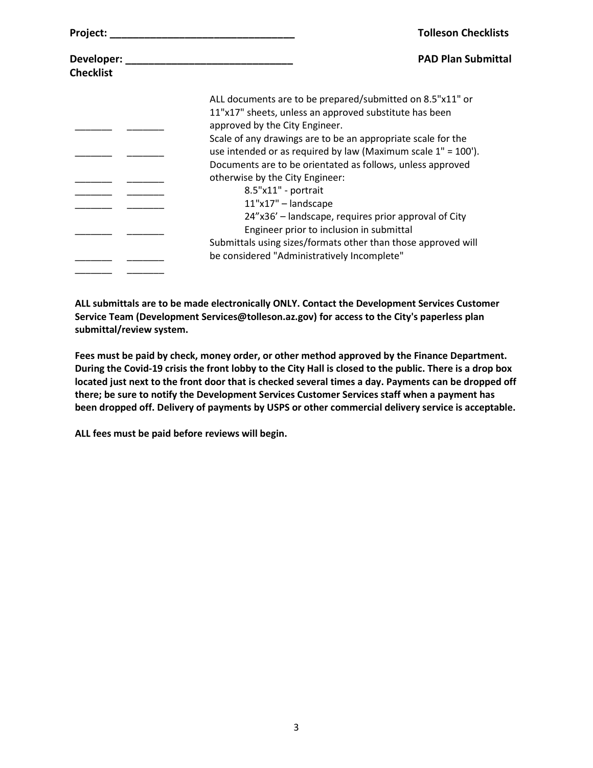**Project: ________________________________** **Tolleson Checklists**

**Developer: _____________________________** **PAD Plan Submittal Checklist**

| | | |
|---|---|---|
| _______ | _______ | ALL documents are to be prepared/submitted on 8.5"x11" or 11"x17" sheets, unless an approved substitute has been approved by the City Engineer. |
| _______ | _______ | Scale of any drawings are to be an appropriate scale for the use intended or as required by law (Maximum scale 1" = 100'). |
| _______ | _______ | Documents are to be orientated as follows, unless approved otherwise by the City Engineer: |
| _______ | _______ | 8.5"x11" - portrait |
| _______ | _______ | 11"x17" – landscape |
| _______ | _______ | 24"x36' – landscape, requires prior approval of City Engineer prior to inclusion in submittal |
| _______ | _______ | Submittals using sizes/formats other than those approved will be considered "Administratively Incomplete" |
| _______ | _______ | |

**ALL submittals are to be made electronically ONLY. Contact the Development Services Customer Service Team (Development Services@tolleson.az.gov) for access to the City's paperless plan submittal/review system.**

**Fees must be paid by check, money order, or other method approved by the Finance Department. During the Covid-19 crisis the front lobby to the City Hall is closed to the public. There is a drop box located just next to the front door that is checked several times a day. Payments can be dropped off there; be sure to notify the Development Services Customer Services staff when a payment has been dropped off. Delivery of payments by USPS or other commercial delivery service is acceptable.**

**ALL fees must be paid before reviews will begin.**